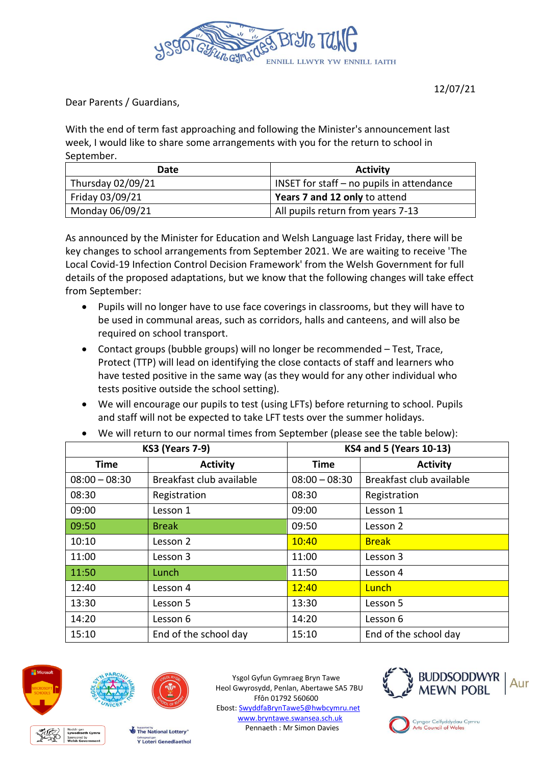Ysgol Gyfun Gymraeg Bryn Tawe
ENNILL LLWYR YW ENNILL IAITH

12/07/21

Dear Parents / Guardians,

With the end of term fast approaching and following the Minister's announcement last week, I would like to share some arrangements with you for the return to school in September.

| Date | Activity |
|---|---|
| Thursday 02/09/21 | INSET for staff – no pupils in attendance |
| Friday 03/09/21 | **Years 7 and 12 only** to attend |
| Monday 06/09/21 | All pupils return from years 7-13 |

As announced by the Minister for Education and Welsh Language last Friday, there will be key changes to school arrangements from September 2021. We are waiting to receive 'The Local Covid-19 Infection Control Decision Framework' from the Welsh Government for full details of the proposed adaptations, but we know that the following changes will take effect from September:

- Pupils will no longer have to use face coverings in classrooms, but they will have to be used in communal areas, such as corridors, halls and canteens, and will also be required on school transport.
- Contact groups (bubble groups) will no longer be recommended – Test, Trace, Protect (TTP) will lead on identifying the close contacts of staff and learners who have tested positive in the same way (as they would for any other individual who tests positive outside the school setting).
- We will encourage our pupils to test (using LFTs) before returning to school. Pupils and staff will not be expected to take LFT tests over the summer holidays.
- We will return to our normal times from September (please see the table below):

| KS3 (Years 7-9) | | KS4 and 5 (Years 10-13) | |
|---|---|---|---|
| **Time** | **Activity** | **Time** | **Activity** |
| 08:00 – 08:30 | Breakfast club available | 08:00 – 08:30 | Breakfast club available |
| 08:30 | Registration | 08:30 | Registration |
| 09:00 | Lesson 1 | 09:00 | Lesson 1 |
| 09:50 | Break | 09:50 | Lesson 2 |
| 10:10 | Lesson 2 | 10:40 | Break |
| 11:00 | Lesson 3 | 11:00 | Lesson 3 |
| 11:50 | Lunch | 11:50 | Lesson 4 |
| 12:40 | Lesson 4 | 12:40 | Lunch |
| 13:30 | Lesson 5 | 13:30 | Lesson 5 |
| 14:20 | Lesson 6 | 14:20 | Lesson 6 |
| 15:10 | End of the school day | 15:10 | End of the school day |

Ysgol Gyfun Gymraeg Bryn Tawe
Heol Gwyrosydd, Penlan, Abertawe SA5 7BU
Ffôn 01792 560600
Ebost: SwyddfaBrynTawe5@hwbcymru.net
www.bryntawe.swansea.sch.uk
Pennaeth : Mr Simon Davies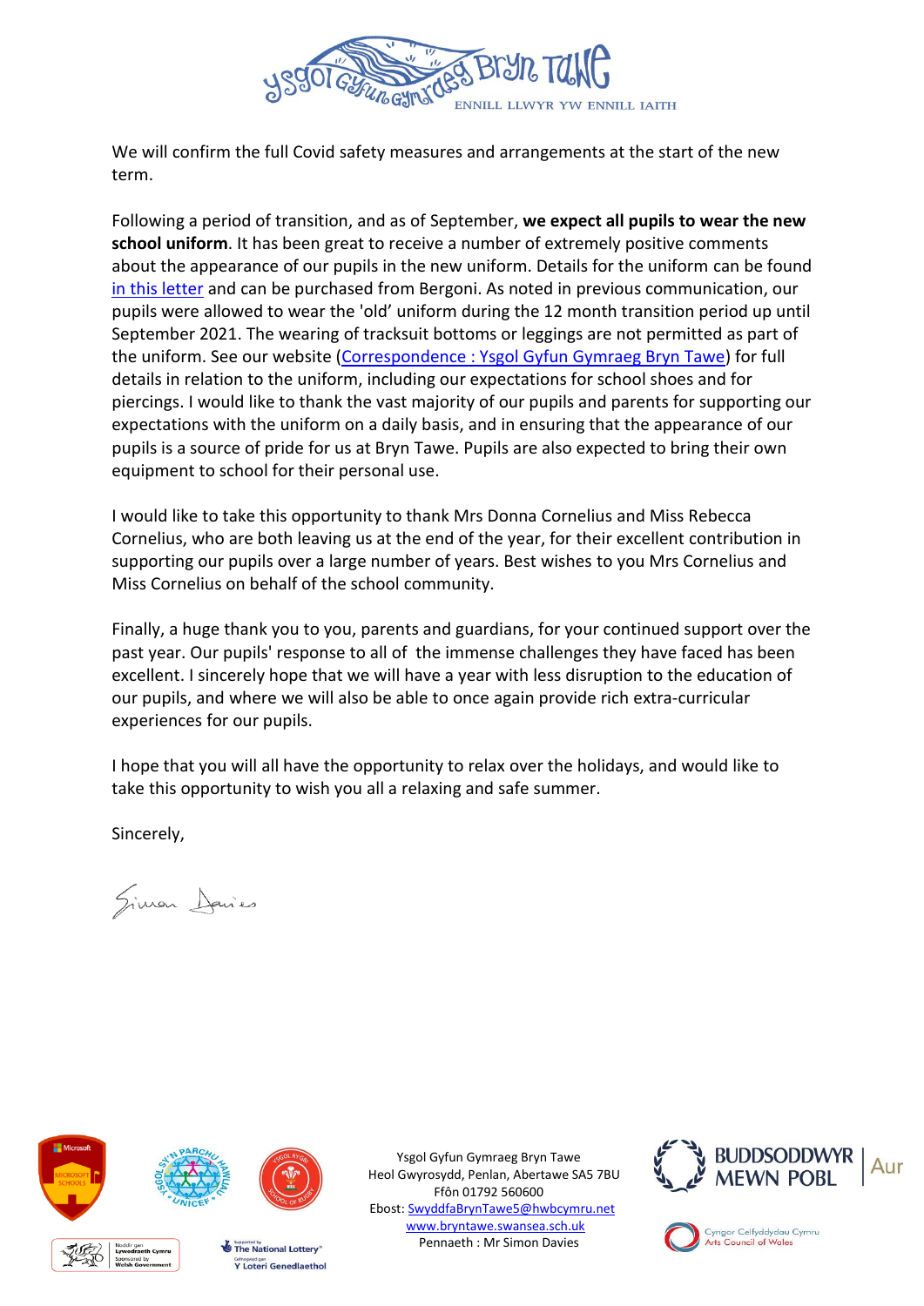We will confirm the full Covid safety measures and arrangements at the start of the new term.

Following a period of transition, and as of September, **we expect all pupils to wear the new school uniform**. It has been great to receive a number of extremely positive comments about the appearance of our pupils in the new uniform. Details for the uniform can be found in this letter and can be purchased from Bergoni. As noted in previous communication, our pupils were allowed to wear the 'old' uniform during the 12 month transition period up until September 2021. The wearing of tracksuit bottoms or leggings are not permitted as part of the uniform. See our website (Correspondence : Ysgol Gyfun Gymraeg Bryn Tawe) for full details in relation to the uniform, including our expectations for school shoes and for piercings. I would like to thank the vast majority of our pupils and parents for supporting our expectations with the uniform on a daily basis, and in ensuring that the appearance of our pupils is a source of pride for us at Bryn Tawe. Pupils are also expected to bring their own equipment to school for their personal use.

I would like to take this opportunity to thank Mrs Donna Cornelius and Miss Rebecca Cornelius, who are both leaving us at the end of the year, for their excellent contribution in supporting our pupils over a large number of years. Best wishes to you Mrs Cornelius and Miss Cornelius on behalf of the school community.

Finally, a huge thank you to you, parents and guardians, for your continued support over the past year. Our pupils' response to all of the immense challenges they have faced has been excellent. I sincerely hope that we will have a year with less disruption to the education of our pupils, and where we will also be able to once again provide rich extra-curricular experiences for our pupils.

I hope that you will all have the opportunity to relax over the holidays, and would like to take this opportunity to wish you all a relaxing and safe summer.

Sincerely,

Simon Davies

Ysgol Gyfun Gymraeg Bryn Tawe
Heol Gwyrosydd, Penlan, Abertawe SA5 7BU
Ffôn 01792 560600
Ebost: SwyddfaBrynTawe5@hwbcymru.net
www.bryntawe.swansea.sch.uk
Pennaeth : Mr Simon Davies